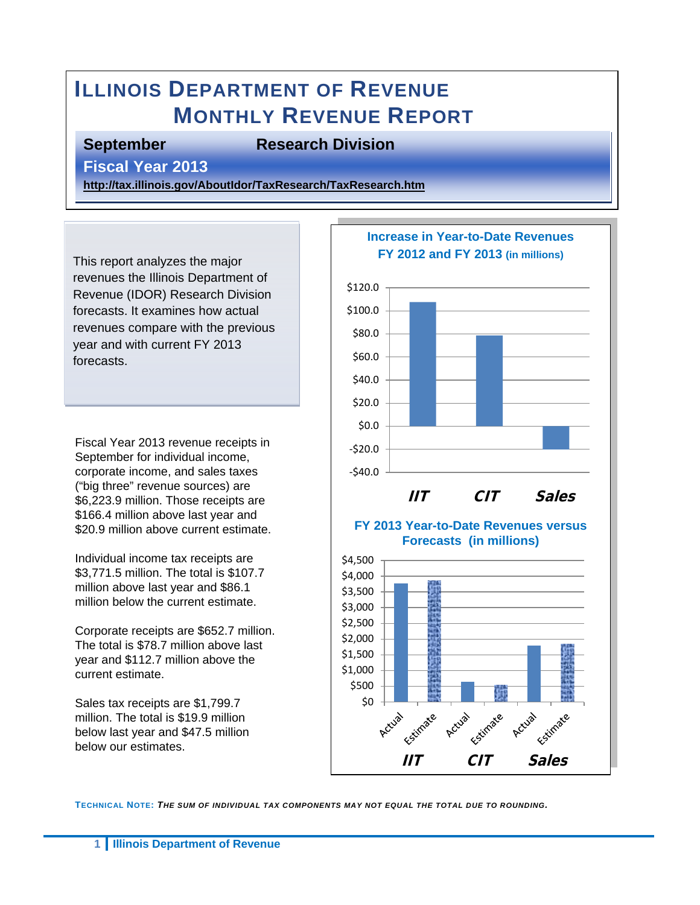# ILLINOIS DEPARTMENT OF REVENUE
# MONTHLY REVENUE REPORT

**September** **Research Division**

**Fiscal Year 2013**

**http://tax.illinois.gov/AboutIdor/TaxResearch/TaxResearch.htm**

This report analyzes the major revenues the Illinois Department of Revenue (IDOR) Research Division forecasts. It examines how actual revenues compare with the previous year and with current FY 2013 forecasts.

Fiscal Year 2013 revenue receipts in September for individual income, corporate income, and sales taxes ("big three" revenue sources) are $6,223.9 million. Those receipts are $166.4 million above last year and $20.9 million above current estimate.

Individual income tax receipts are $3,771.5 million. The total is $107.7 million above last year and $86.1 million below the current estimate.

Corporate receipts are $652.7 million. The total is $78.7 million above last year and $112.7 million above the current estimate.

Sales tax receipts are $1,799.7 million. The total is $19.9 million below last year and $47.5 million below our estimates.

**Increase in Year-to-Date Revenues FY 2012 and FY 2013 (in millions)**

**FY 2013 Year-to-Date Revenues versus Forecasts (in millions)**

**TECHNICAL NOTE:** ***THE SUM OF INDIVIDUAL TAX COMPONENTS MAY NOT EQUAL THE TOTAL DUE TO ROUNDING.***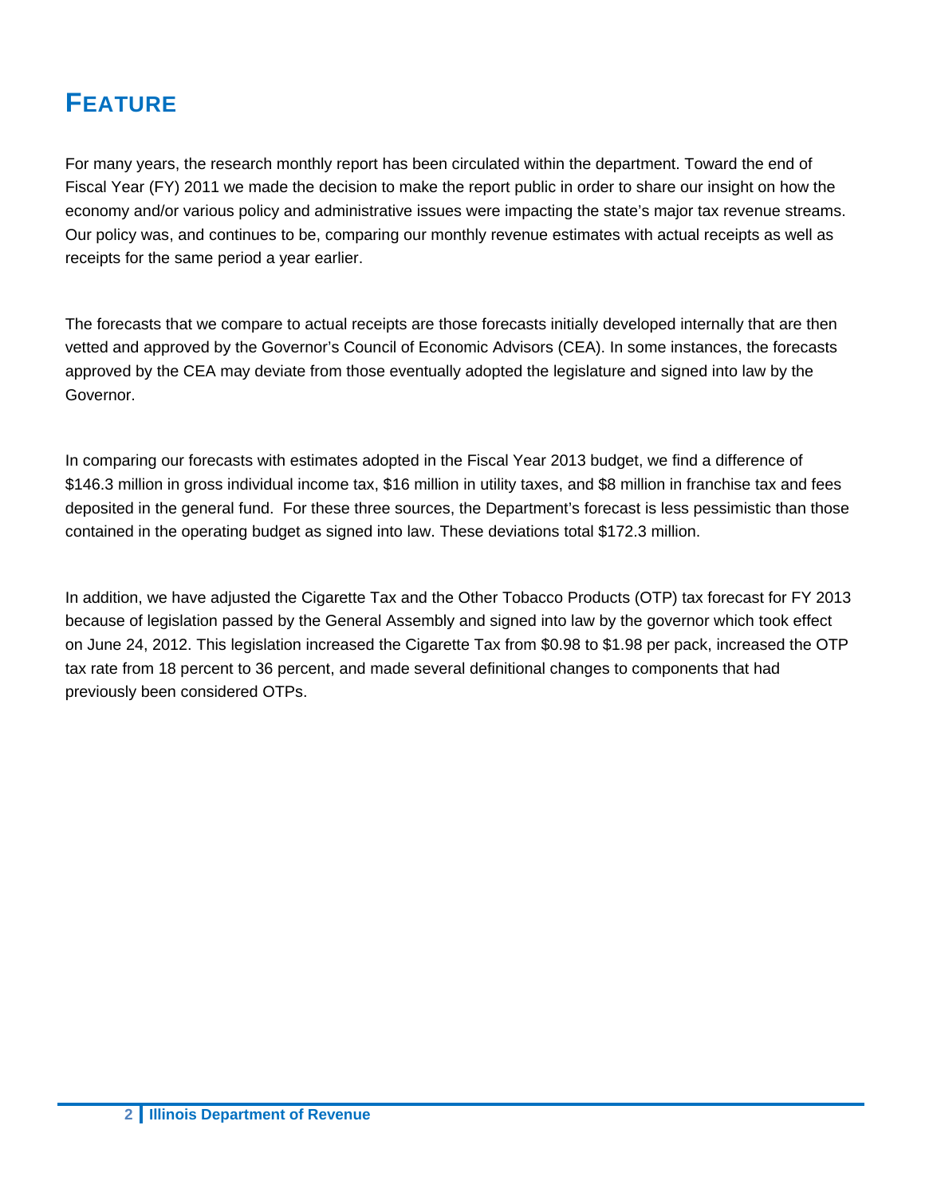# FEATURE

For many years, the research monthly report has been circulated within the department. Toward the end of Fiscal Year (FY) 2011 we made the decision to make the report public in order to share our insight on how the economy and/or various policy and administrative issues were impacting the state's major tax revenue streams. Our policy was, and continues to be, comparing our monthly revenue estimates with actual receipts as well as receipts for the same period a year earlier.

The forecasts that we compare to actual receipts are those forecasts initially developed internally that are then vetted and approved by the Governor's Council of Economic Advisors (CEA). In some instances, the forecasts approved by the CEA may deviate from those eventually adopted the legislature and signed into law by the Governor.

In comparing our forecasts with estimates adopted in the Fiscal Year 2013 budget, we find a difference of $146.3 million in gross individual income tax, $16 million in utility taxes, and $8 million in franchise tax and fees deposited in the general fund. For these three sources, the Department's forecast is less pessimistic than those contained in the operating budget as signed into law. These deviations total $172.3 million.

In addition, we have adjusted the Cigarette Tax and the Other Tobacco Products (OTP) tax forecast for FY 2013 because of legislation passed by the General Assembly and signed into law by the governor which took effect on June 24, 2012. This legislation increased the Cigarette Tax from $0.98 to $1.98 per pack, increased the OTP tax rate from 18 percent to 36 percent, and made several definitional changes to components that had previously been considered OTPs.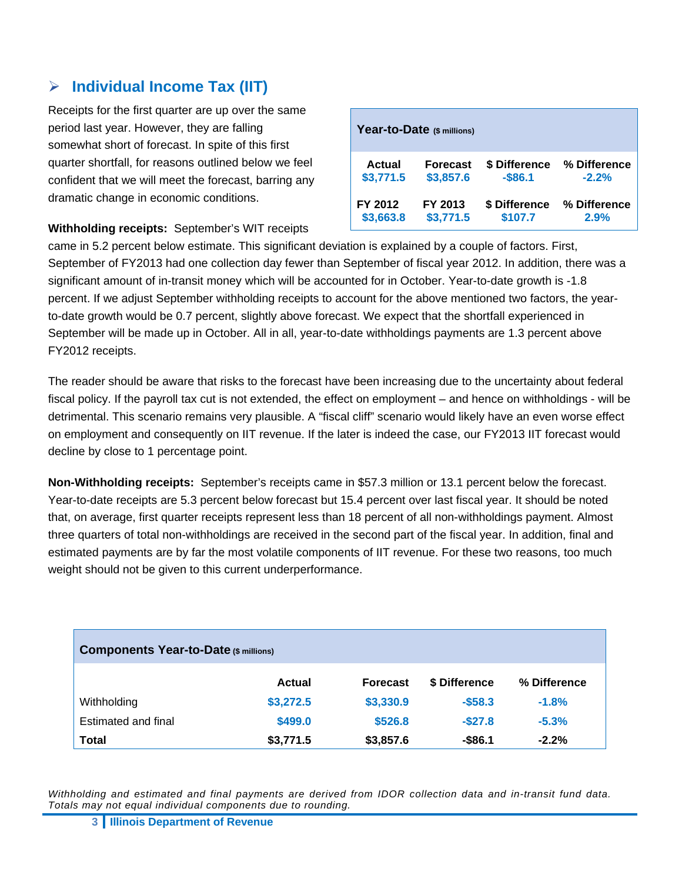## Individual Income Tax (IIT)

Receipts for the first quarter are up over the same period last year. However, they are falling somewhat short of forecast. In spite of this first quarter shortfall, for reasons outlined below we feel confident that we will meet the forecast, barring any dramatic change in economic conditions.

| Year-to-Date ($ millions) | | | |
|---|---|---|---|
| **Actual** | **Forecast** | **$ Difference** | **% Difference** |
| $3,771.5 | $3,857.6 | -$86.1 | -2.2% |
| **FY 2012** | **FY 2013** | **$ Difference** | **% Difference** |
| $3,663.8 | $3,771.5 | $107.7 | 2.9% |

**Withholding receipts:** September's WIT receipts came in 5.2 percent below estimate. This significant deviation is explained by a couple of factors. First, September of FY2013 had one collection day fewer than September of fiscal year 2012. In addition, there was a significant amount of in-transit money which will be accounted for in October. Year-to-date growth is -1.8 percent. If we adjust September withholding receipts to account for the above mentioned two factors, the year-to-date growth would be 0.7 percent, slightly above forecast. We expect that the shortfall experienced in September will be made up in October. All in all, year-to-date withholdings payments are 1.3 percent above FY2012 receipts.

The reader should be aware that risks to the forecast have been increasing due to the uncertainty about federal fiscal policy. If the payroll tax cut is not extended, the effect on employment – and hence on withholdings - will be detrimental. This scenario remains very plausible. A "fiscal cliff" scenario would likely have an even worse effect on employment and consequently on IIT revenue. If the later is indeed the case, our FY2013 IIT forecast would decline by close to 1 percentage point.

**Non-Withholding receipts:** September's receipts came in $57.3 million or 13.1 percent below the forecast. Year-to-date receipts are 5.3 percent below forecast but 15.4 percent over last fiscal year. It should be noted that, on average, first quarter receipts represent less than 18 percent of all non-withholdings payment. Almost three quarters of total non-withholdings are received in the second part of the fiscal year. In addition, final and estimated payments are by far the most volatile components of IIT revenue. For these two reasons, too much weight should not be given to this current underperformance.

**Components Year-to-Date** ($ millions)

| | Actual | Forecast | $ Difference | % Difference |
|---|---|---|---|---|
| Withholding | $3,272.5 | $3,330.9 | -$58.3 | -1.8% |
| Estimated and final | $499.0 | $526.8 | -$27.8 | -5.3% |
| **Total** | **$3,771.5** | **$3,857.6** | **-$86.1** | **-2.2%** |

*Withholding and estimated and final payments are derived from IDOR collection data and in-transit fund data. Totals may not equal individual components due to rounding.*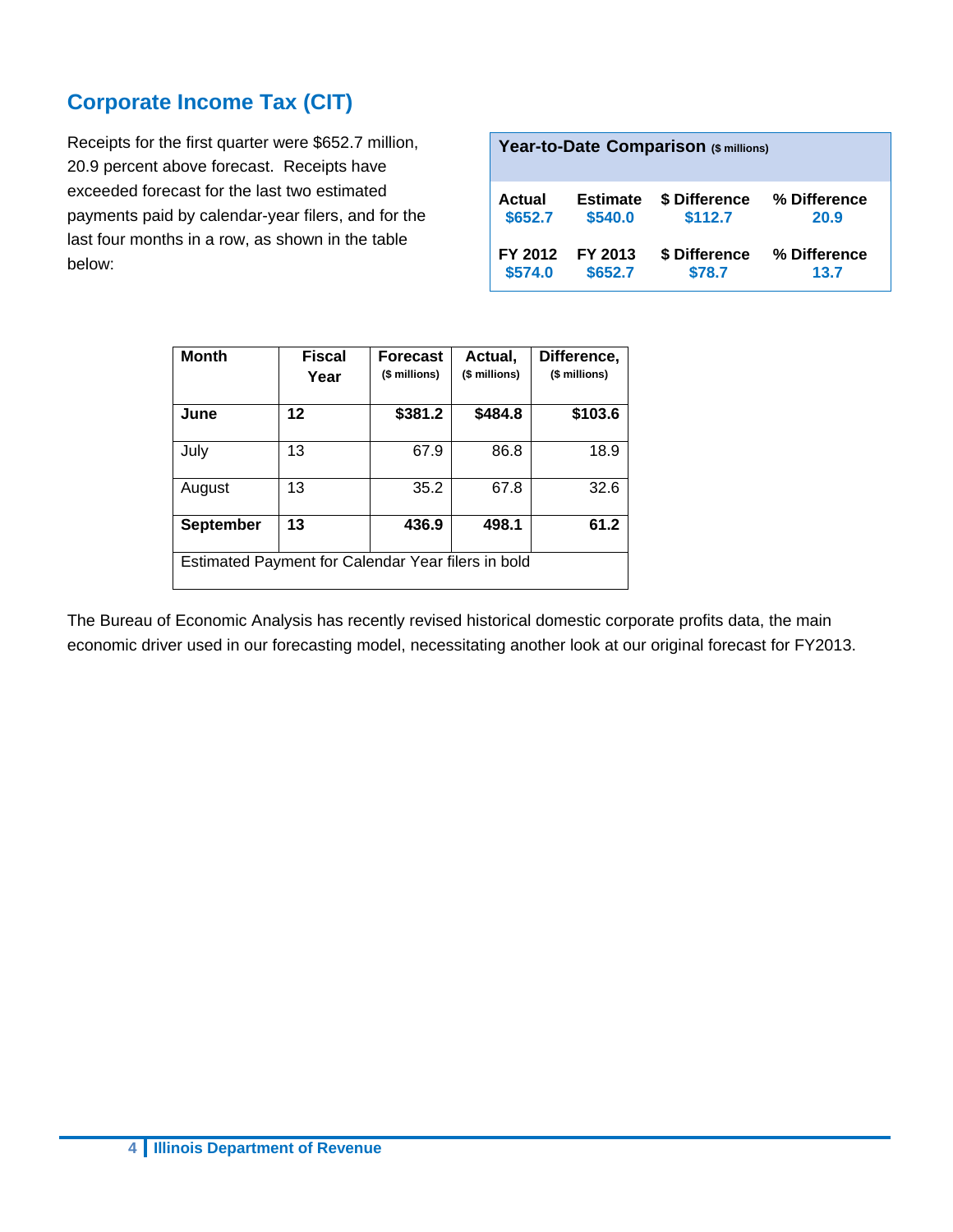## Corporate Income Tax (CIT)

Receipts for the first quarter were $652.7 million, 20.9 percent above forecast. Receipts have exceeded forecast for the last two estimated payments paid by calendar-year filers, and for the last four months in a row, as shown in the table below:

**Year-to-Date Comparison** ($ millions)

| Actual | Estimate | $ Difference | % Difference |
|---|---|---|---|
| $652.7 | $540.0 | $112.7 | 20.9 |
| **FY 2012** | **FY 2013** | **$ Difference** | **% Difference** |
| $574.0 | $652.7 | $78.7 | 13.7 |

| Month | Fiscal Year | Forecast ($ millions) | Actual, ($ millions) | Difference, ($ millions) |
|---|---|---|---|---|
| **June** | **12** | **$381.2** | **$484.8** | **$103.6** |
| July | 13 | 67.9 | 86.8 | 18.9 |
| August | 13 | 35.2 | 67.8 | 32.6 |
| **September** | **13** | **436.9** | **498.1** | **61.2** |
| Estimated Payment for Calendar Year filers in bold | | | | |

The Bureau of Economic Analysis has recently revised historical domestic corporate profits data, the main economic driver used in our forecasting model, necessitating another look at our original forecast for FY2013.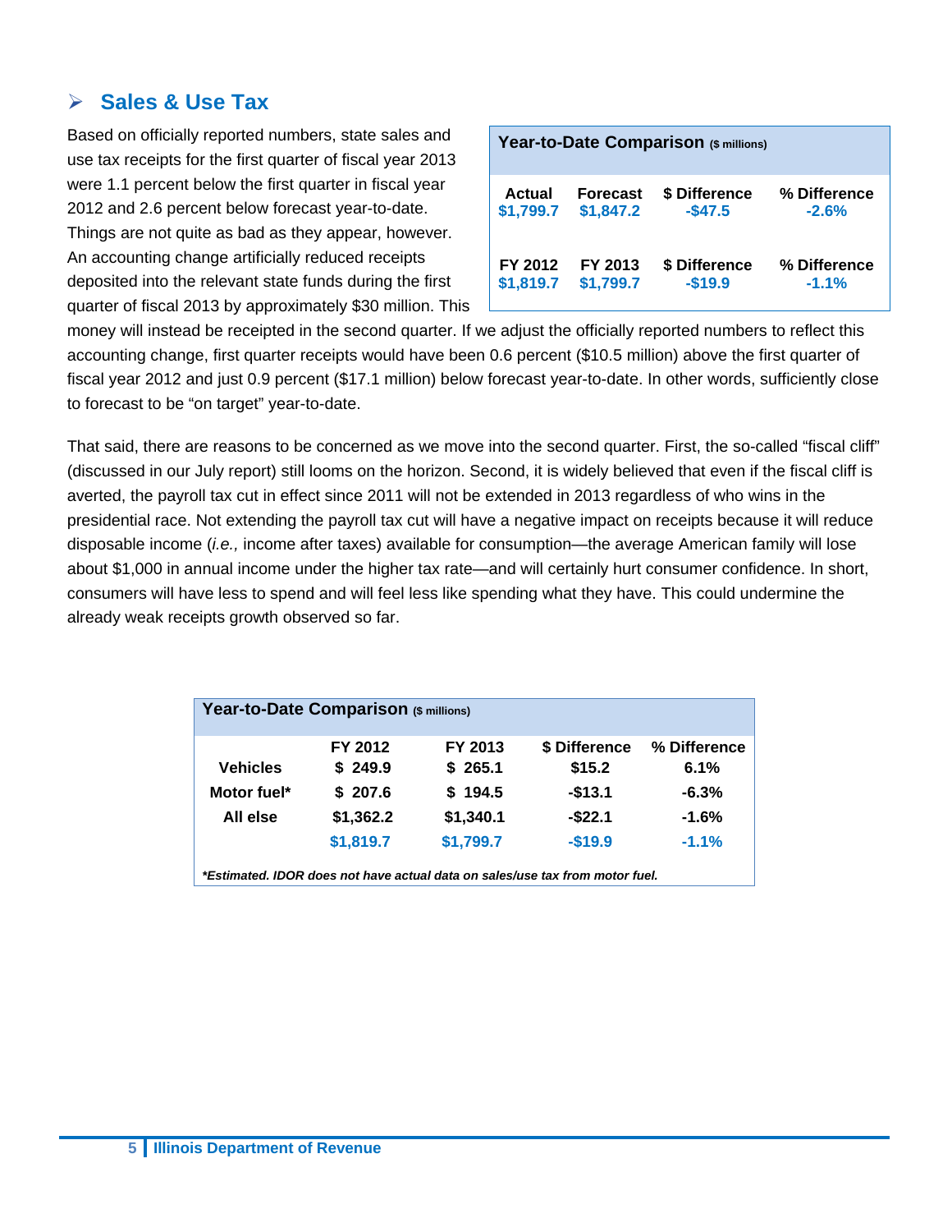## ➢ Sales & Use Tax

Based on officially reported numbers, state sales and use tax receipts for the first quarter of fiscal year 2013 were 1.1 percent below the first quarter in fiscal year 2012 and 2.6 percent below forecast year-to-date. Things are not quite as bad as they appear, however. An accounting change artificially reduced receipts deposited into the relevant state funds during the first quarter of fiscal 2013 by approximately $30 million. This money will instead be receipted in the second quarter. If we adjust the officially reported numbers to reflect this accounting change, first quarter receipts would have been 0.6 percent ($10.5 million) above the first quarter of fiscal year 2012 and just 0.9 percent ($17.1 million) below forecast year-to-date. In other words, sufficiently close to forecast to be "on target" year-to-date.

**Year-to-Date Comparison** ($ millions)

| Actual | Forecast | $ Difference | % Difference |
|---|---|---|---|
| $1,799.7 | $1,847.2 | -$47.5 | -2.6% |
| **FY 2012** | **FY 2013** | **$ Difference** | **% Difference** |
| $1,819.7 | $1,799.7 | -$19.9 | -1.1% |

That said, there are reasons to be concerned as we move into the second quarter. First, the so-called "fiscal cliff" (discussed in our July report) still looms on the horizon. Second, it is widely believed that even if the fiscal cliff is averted, the payroll tax cut in effect since 2011 will not be extended in 2013 regardless of who wins in the presidential race. Not extending the payroll tax cut will have a negative impact on receipts because it will reduce disposable income (*i.e.,* income after taxes) available for consumption—the average American family will lose about $1,000 in annual income under the higher tax rate—and will certainly hurt consumer confidence. In short, consumers will have less to spend and will feel less like spending what they have. This could undermine the already weak receipts growth observed so far.

**Year-to-Date Comparison** ($ millions)

| | FY 2012 | FY 2013 | $ Difference | % Difference |
|---|---|---|---|---|
| **Vehicles** | $ 249.9 | $ 265.1 | $15.2 | 6.1% |
| **Motor fuel*** | $ 207.6 | $ 194.5 | -$13.1 | -6.3% |
| **All else** | $1,362.2 | $1,340.1 | -$22.1 | -1.6% |
| | $1,819.7 | $1,799.7 | -$19.9 | -1.1% |

****Estimated. IDOR does not have actual data on sales/use tax from motor fuel.***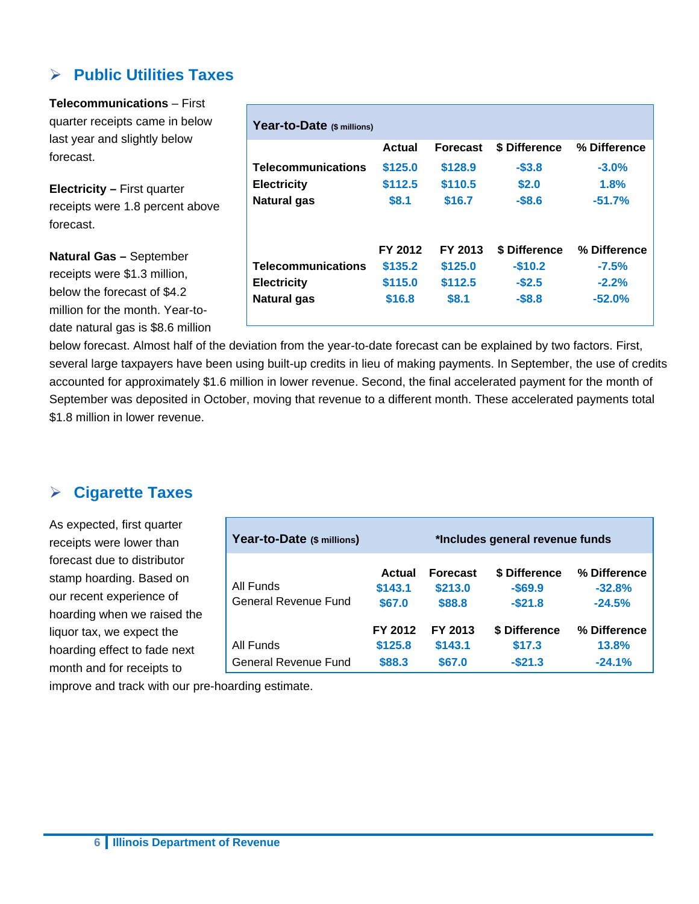## Public Utilities Taxes

**Telecommunications** – First quarter receipts came in below last year and slightly below forecast.

**Electricity –** First quarter receipts were 1.8 percent above forecast.

**Natural Gas –** September receipts were $1.3 million, below the forecast of $4.2 million for the month. Year-to-date natural gas is $8.6 million below forecast. Almost half of the deviation from the year-to-date forecast can be explained by two factors. First, several large taxpayers have been using built-up credits in lieu of making payments. In September, the use of credits accounted for approximately $1.6 million in lower revenue. Second, the final accelerated payment for the month of September was deposited in October, moving that revenue to a different month. These accelerated payments total $1.8 million in lower revenue.

| Year-to-Date ($ millions) | | | | |
|---|---|---|---|---|
| | Actual | Forecast | $ Difference | % Difference |
| **Telecommunications** | $125.0 | $128.9 | -$3.8 | -3.0% |
| **Electricity** | $112.5 | $110.5 | $2.0 | 1.8% |
| **Natural gas** | $8.1 | $16.7 | -$8.6 | -51.7% |
| | **FY 2012** | **FY 2013** | **$ Difference** | **% Difference** |
| **Telecommunications** | $135.2 | $125.0 | -$10.2 | -7.5% |
| **Electricity** | $115.0 | $112.5 | -$2.5 | -2.2% |
| **Natural gas** | $16.8 | $8.1 | -$8.8 | -52.0% |

## Cigarette Taxes

As expected, first quarter receipts were lower than forecast due to distributor stamp hoarding. Based on our recent experience of hoarding when we raised the liquor tax, we expect the hoarding effect to fade next month and for receipts to improve and track with our pre-hoarding estimate.

| Year-to-Date ($ millions) | | *Includes general revenue funds | | |
|---|---|---|---|---|
| | Actual | Forecast | $ Difference | % Difference |
| All Funds | $143.1 | $213.0 | -$69.9 | -32.8% |
| General Revenue Fund | $67.0 | $88.8 | -$21.8 | -24.5% |
| | **FY 2012** | **FY 2013** | **$ Difference** | **% Difference** |
| All Funds | $125.8 | $143.1 | $17.3 | 13.8% |
| General Revenue Fund | $88.3 | $67.0 | -$21.3 | -24.1% |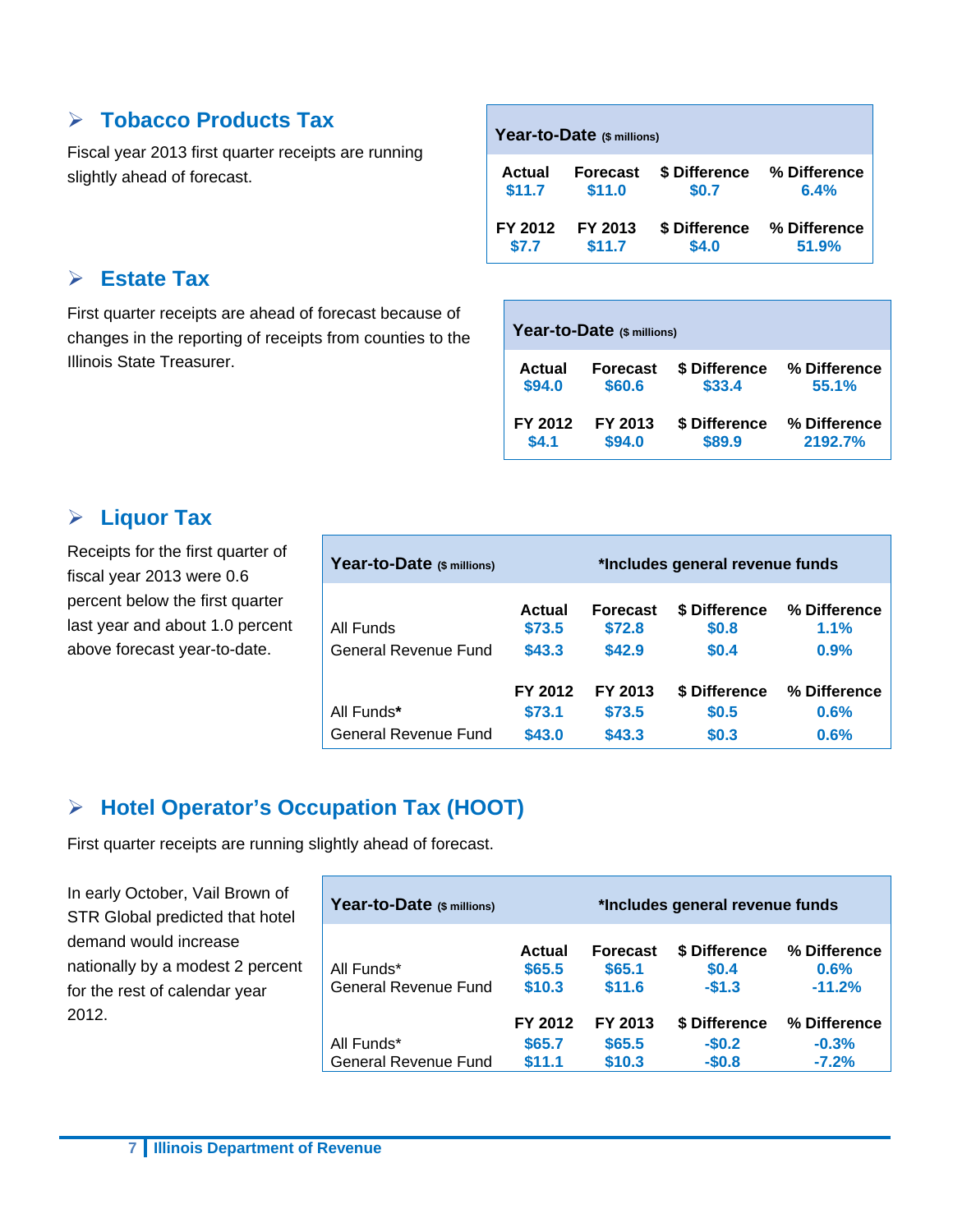## ➢ Tobacco Products Tax

Fiscal year 2013 first quarter receipts are running slightly ahead of forecast.

| Year-to-Date ($ millions) | | | |
|---|---|---|---|
| **Actual** | **Forecast** | **$ Difference** | **% Difference** |
| **$11.7** | **$11.0** | **$0.7** | **6.4%** |
| **FY 2012** | **FY 2013** | **$ Difference** | **% Difference** |
| **$7.7** | **$11.7** | **$4.0** | **51.9%** |

## ➢ Estate Tax

First quarter receipts are ahead of forecast because of changes in the reporting of receipts from counties to the Illinois State Treasurer.

| Year-to-Date ($ millions) | | | |
|---|---|---|---|
| **Actual** | **Forecast** | **$ Difference** | **% Difference** |
| **$94.0** | **$60.6** | **$33.4** | **55.1%** |
| **FY 2012** | **FY 2013** | **$ Difference** | **% Difference** |
| **$4.1** | **$94.0** | **$89.9** | **2192.7%** |

## ➢ Liquor Tax

Receipts for the first quarter of fiscal year 2013 were 0.6 percent below the first quarter last year and about 1.0 percent above forecast year-to-date.

| Year-to-Date ($ millions) | *Includes general revenue funds | | | |
|---|---|---|---|---|
| | **Actual** | **Forecast** | **$ Difference** | **% Difference** |
| All Funds | **$73.5** | **$72.8** | **$0.8** | **1.1%** |
| General Revenue Fund | **$43.3** | **$42.9** | **$0.4** | **0.9%** |
| | **FY 2012** | **FY 2013** | **$ Difference** | **% Difference** |
| All Funds* | **$73.1** | **$73.5** | **$0.5** | **0.6%** |
| General Revenue Fund | **$43.0** | **$43.3** | **$0.3** | **0.6%** |

## ➢ Hotel Operator's Occupation Tax (HOOT)

First quarter receipts are running slightly ahead of forecast.

In early October, Vail Brown of STR Global predicted that hotel demand would increase nationally by a modest 2 percent for the rest of calendar year 2012.

| Year-to-Date ($ millions) | *Includes general revenue funds | | | |
|---|---|---|---|---|
| | **Actual** | **Forecast** | **$ Difference** | **% Difference** |
| All Funds* | **$65.5** | **$65.1** | **$0.4** | **0.6%** |
| General Revenue Fund | **$10.3** | **$11.6** | **-$1.3** | **-11.2%** |
| | **FY 2012** | **FY 2013** | **$ Difference** | **% Difference** |
| All Funds* | **$65.7** | **$65.5** | **-$0.2** | **-0.3%** |
| General Revenue Fund | **$11.1** | **$10.3** | **-$0.8** | **-7.2%** |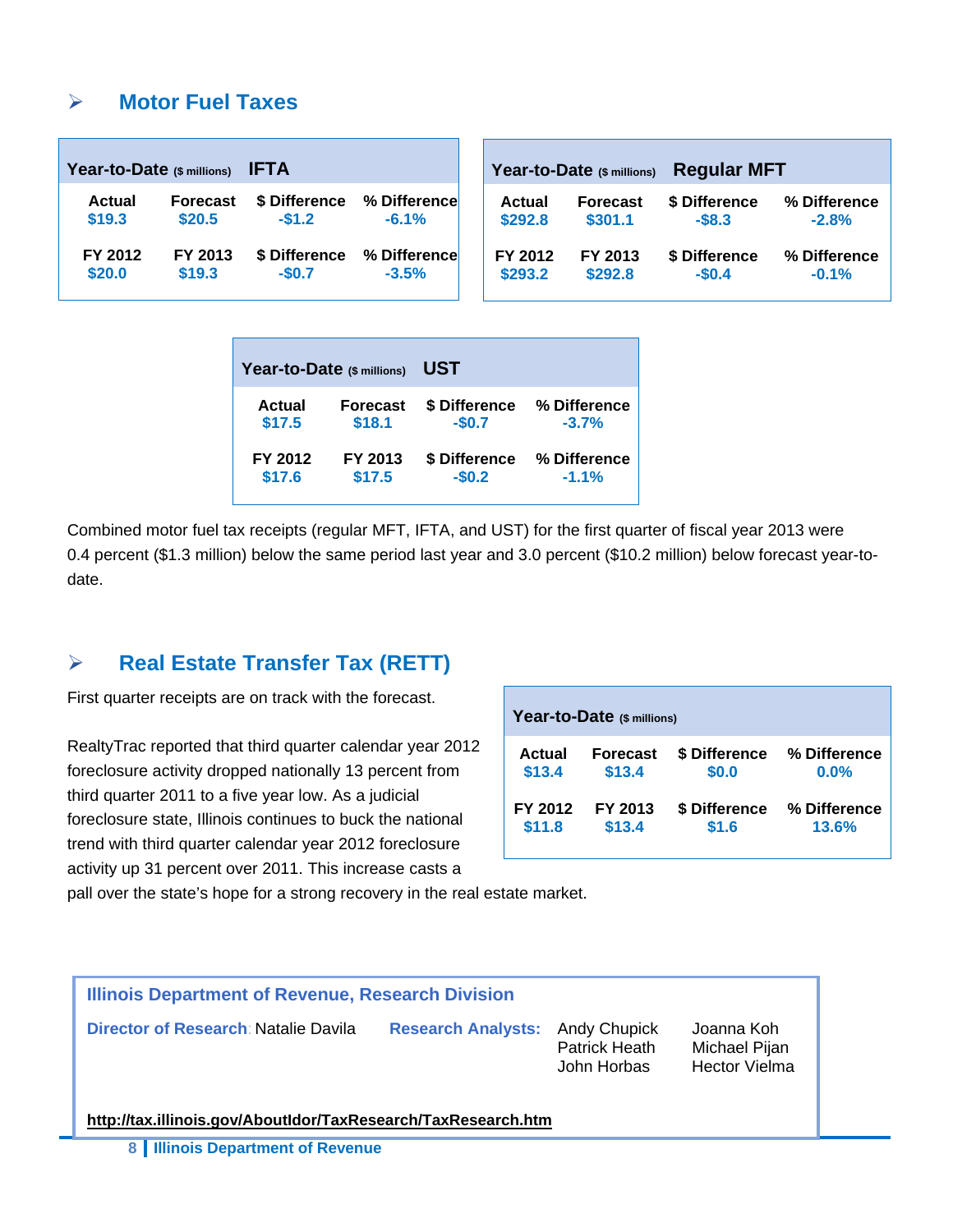## Motor Fuel Taxes

| Year-to-Date ($ millions) IFTA | | | |
|---|---|---|---|
| Actual | Forecast | $ Difference | % Difference |
| $19.3 | $20.5 | -$1.2 | -6.1% |
| FY 2012 | FY 2013 | $ Difference | % Difference |
| $20.0 | $19.3 | -$0.7 | -3.5% |

| Year-to-Date ($ millions) Regular MFT | | | |
|---|---|---|---|
| Actual | Forecast | $ Difference | % Difference |
| $292.8 | $301.1 | -$8.3 | -2.8% |
| FY 2012 | FY 2013 | $ Difference | % Difference |
| $293.2 | $292.8 | -$0.4 | -0.1% |

| Year-to-Date ($ millions) UST | | | |
|---|---|---|---|
| Actual | Forecast | $ Difference | % Difference |
| $17.5 | $18.1 | -$0.7 | -3.7% |
| FY 2012 | FY 2013 | $ Difference | % Difference |
| $17.6 | $17.5 | -$0.2 | -1.1% |

Combined motor fuel tax receipts (regular MFT, IFTA, and UST) for the first quarter of fiscal year 2013 were 0.4 percent ($1.3 million) below the same period last year and 3.0 percent ($10.2 million) below forecast year-to-date.

## Real Estate Transfer Tax (RETT)

First quarter receipts are on track with the forecast.

RealtyTrac reported that third quarter calendar year 2012 foreclosure activity dropped nationally 13 percent from third quarter 2011 to a five year low. As a judicial foreclosure state, Illinois continues to buck the national trend with third quarter calendar year 2012 foreclosure activity up 31 percent over 2011. This increase casts a pall over the state's hope for a strong recovery in the real estate market.

| Year-to-Date ($ millions) | | | |
|---|---|---|---|
| Actual | Forecast | $ Difference | % Difference |
| $13.4 | $13.4 | $0.0 | 0.0% |
| FY 2012 | FY 2013 | $ Difference | % Difference |
| $11.8 | $13.4 | $1.6 | 13.6% |

**Illinois Department of Revenue, Research Division**

**Director of Research**: Natalie Davila

**Research Analysts:** Andy Chupick, Patrick Heath, John Horbas, Joanna Koh, Michael Pijan, Hector Vielma

http://tax.illinois.gov/AboutIdor/TaxResearch/TaxResearch.htm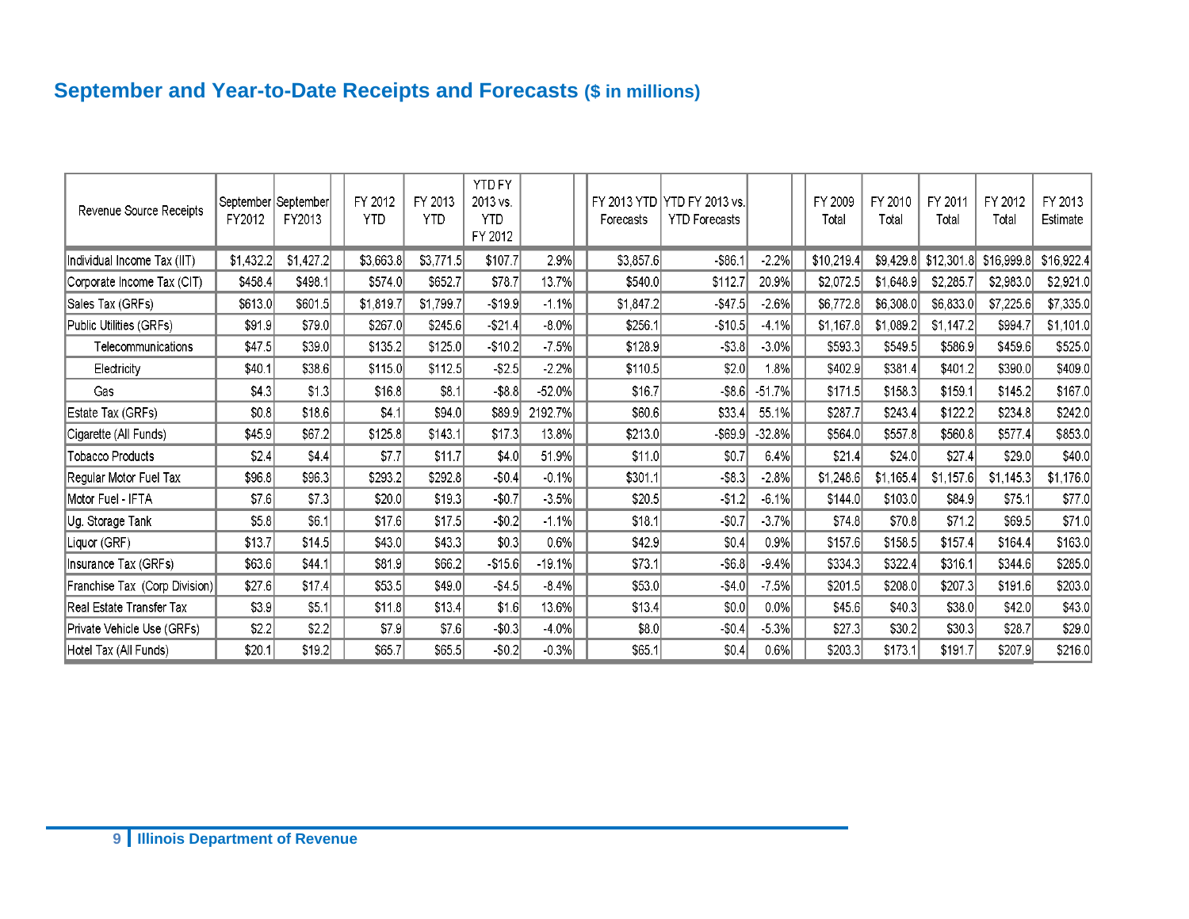## September and Year-to-Date Receipts and Forecasts ($ in millions)

| Revenue Source Receipts | September FY2012 | September FY2013 | FY 2012 YTD | FY 2013 YTD | YTD FY 2013 vs. YTD FY 2012 | | FY 2013 YTD Forecasts | YTD FY 2013 vs. YTD Forecasts | | FY 2009 Total | FY 2010 Total | FY 2011 Total | FY 2012 Total | FY 2013 Estimate |
|---|---|---|---|---|---|---|---|---|---|---|---|---|---|---|
| Individual Income Tax (IIT) | $1,432.2 | $1,427.2 | $3,663.8 | $3,771.5 | $107.7 | 2.9% | $3,857.6 | -$86.1 | -2.2% | $10,219.4 | $9,429.8 | $12,301.8 | $16,999.8 | $16,922.4 |
| Corporate Income Tax (CIT) | $458.4 | $498.1 | $574.0 | $652.7 | $78.7 | 13.7% | $540.0 | $112.7 | 20.9% | $2,072.5 | $1,648.9 | $2,285.7 | $2,983.0 | $2,921.0 |
| Sales Tax (GRFs) | $613.0 | $601.5 | $1,819.7 | $1,799.7 | -$19.9 | -1.1% | $1,847.2 | -$47.5 | -2.6% | $6,772.8 | $6,308.0 | $6,833.0 | $7,225.6 | $7,335.0 |
| Public Utilities (GRFs) | $91.9 | $79.0 | $267.0 | $245.6 | -$21.4 | -8.0% | $256.1 | -$10.5 | -4.1% | $1,167.8 | $1,089.2 | $1,147.2 | $994.7 | $1,101.0 |
| Telecommunications | $47.5 | $39.0 | $135.2 | $125.0 | -$10.2 | -7.5% | $128.9 | -$3.8 | -3.0% | $593.3 | $549.5 | $586.9 | $459.6 | $525.0 |
| Electricity | $40.1 | $38.6 | $115.0 | $112.5 | -$2.5 | -2.2% | $110.5 | $2.0 | 1.8% | $402.9 | $381.4 | $401.2 | $390.0 | $409.0 |
| Gas | $4.3 | $1.3 | $16.8 | $8.1 | -$8.8 | -52.0% | $16.7 | -$8.6 | -51.7% | $171.5 | $158.3 | $159.1 | $145.2 | $167.0 |
| Estate Tax (GRFs) | $0.8 | $18.6 | $4.1 | $94.0 | $89.9 | 2192.7% | $60.6 | $33.4 | 55.1% | $287.7 | $243.4 | $122.2 | $234.8 | $242.0 |
| Cigarette (All Funds) | $45.9 | $67.2 | $125.8 | $143.1 | $17.3 | 13.8% | $213.0 | -$69.9 | -32.8% | $564.0 | $557.8 | $560.8 | $577.4 | $853.0 |
| Tobacco Products | $2.4 | $4.4 | $7.7 | $11.7 | $4.0 | 51.9% | $11.0 | $0.7 | 6.4% | $21.4 | $24.0 | $27.4 | $29.0 | $40.0 |
| Regular Motor Fuel Tax | $96.8 | $96.3 | $293.2 | $292.8 | -$0.4 | -0.1% | $301.1 | -$8.3 | -2.8% | $1,248.6 | $1,165.4 | $1,157.6 | $1,145.3 | $1,176.0 |
| Motor Fuel - IFTA | $7.6 | $7.3 | $20.0 | $19.3 | -$0.7 | -3.5% | $20.5 | -$1.2 | -6.1% | $144.0 | $103.0 | $84.9 | $75.1 | $77.0 |
| Ug. Storage Tank | $5.8 | $6.1 | $17.6 | $17.5 | -$0.2 | -1.1% | $18.1 | -$0.7 | -3.7% | $74.8 | $70.8 | $71.2 | $69.5 | $71.0 |
| Liquor (GRF) | $13.7 | $14.5 | $43.0 | $43.3 | $0.3 | 0.6% | $42.9 | $0.4 | 0.9% | $157.6 | $158.5 | $157.4 | $164.4 | $163.0 |
| Insurance Tax (GRFs) | $63.6 | $44.1 | $81.9 | $66.2 | -$15.6 | -19.1% | $73.1 | -$6.8 | -9.4% | $334.3 | $322.4 | $316.1 | $344.6 | $285.0 |
| Franchise Tax (Corp Division) | $27.6 | $17.4 | $53.5 | $49.0 | -$4.5 | -8.4% | $53.0 | -$4.0 | -7.5% | $201.5 | $208.0 | $207.3 | $191.6 | $203.0 |
| Real Estate Transfer Tax | $3.9 | $5.1 | $11.8 | $13.4 | $1.6 | 13.6% | $13.4 | $0.0 | 0.0% | $45.6 | $40.3 | $38.0 | $42.0 | $43.0 |
| Private Vehicle Use (GRFs) | $2.2 | $2.2 | $7.9 | $7.6 | -$0.3 | -4.0% | $8.0 | -$0.4 | -5.3% | $27.3 | $30.2 | $30.3 | $28.7 | $29.0 |
| Hotel Tax (All Funds) | $20.1 | $19.2 | $65.7 | $65.5 | -$0.2 | -0.3% | $65.1 | $0.4 | 0.6% | $203.3 | $173.1 | $191.7 | $207.9 | $216.0 |